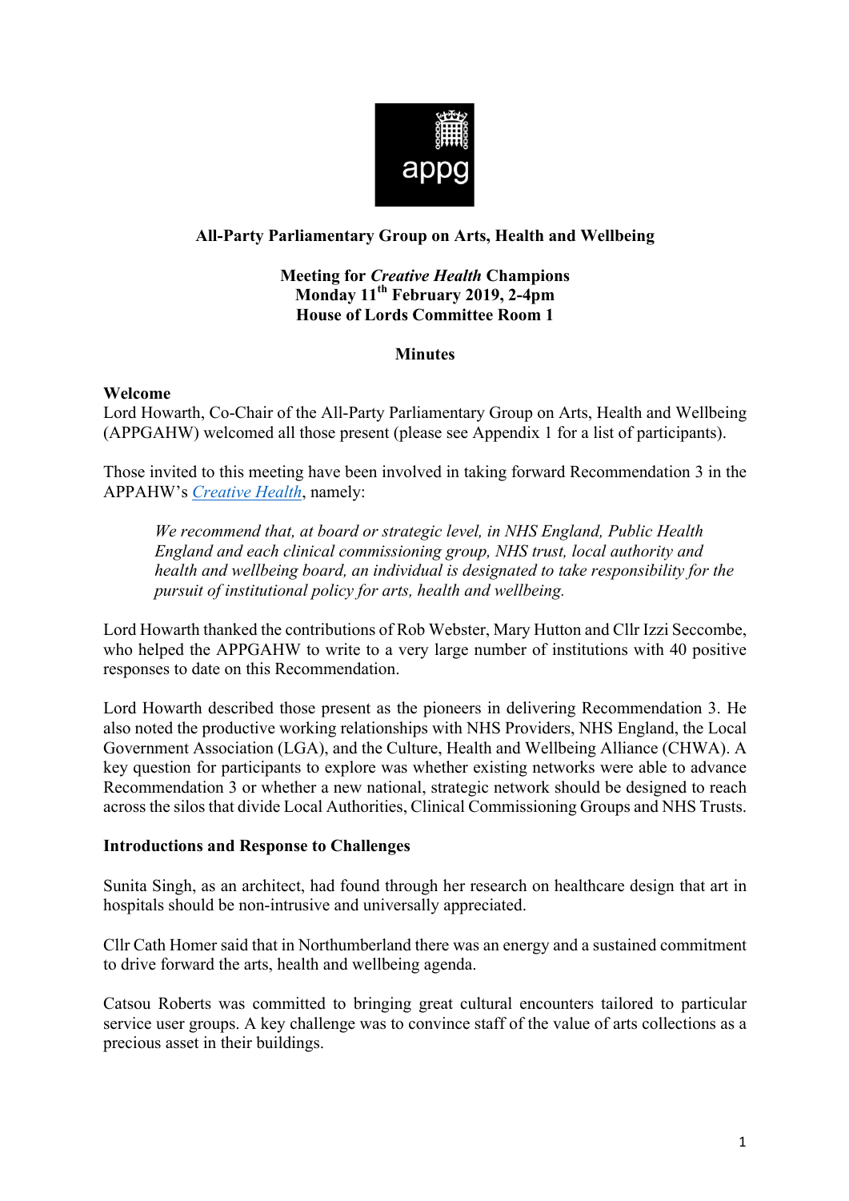**All-Party Parliamentary Group on Arts, Health and Wellbeing**

**Meeting for *Creative Health* Champions**
**Monday 11th February 2019, 2-4pm**
**House of Lords Committee Room 1**

**Minutes**

**Welcome**

Lord Howarth, Co-Chair of the All-Party Parliamentary Group on Arts, Health and Wellbeing (APPGAHW) welcomed all those present (please see Appendix 1 for a list of participants).

Those invited to this meeting have been involved in taking forward Recommendation 3 in the APPAHW's *Creative Health*, namely:

> *We recommend that, at board or strategic level, in NHS England, Public Health England and each clinical commissioning group, NHS trust, local authority and health and wellbeing board, an individual is designated to take responsibility for the pursuit of institutional policy for arts, health and wellbeing.*

Lord Howarth thanked the contributions of Rob Webster, Mary Hutton and Cllr Izzi Seccombe, who helped the APPGAHW to write to a very large number of institutions with 40 positive responses to date on this Recommendation.

Lord Howarth described those present as the pioneers in delivering Recommendation 3. He also noted the productive working relationships with NHS Providers, NHS England, the Local Government Association (LGA), and the Culture, Health and Wellbeing Alliance (CHWA). A key question for participants to explore was whether existing networks were able to advance Recommendation 3 or whether a new national, strategic network should be designed to reach across the silos that divide Local Authorities, Clinical Commissioning Groups and NHS Trusts.

**Introductions and Response to Challenges**

Sunita Singh, as an architect, had found through her research on healthcare design that art in hospitals should be non-intrusive and universally appreciated.

Cllr Cath Homer said that in Northumberland there was an energy and a sustained commitment to drive forward the arts, health and wellbeing agenda.

Catsou Roberts was committed to bringing great cultural encounters tailored to particular service user groups. A key challenge was to convince staff of the value of arts collections as a precious asset in their buildings.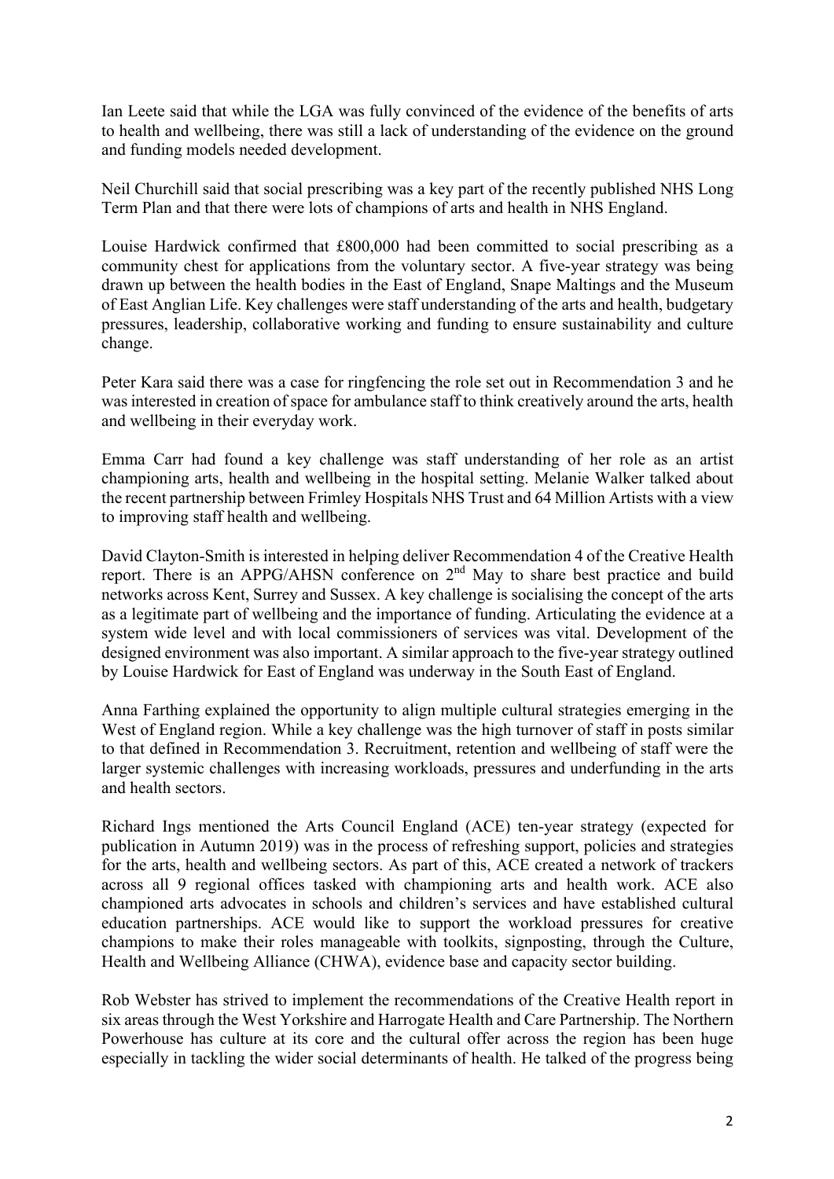Ian Leete said that while the LGA was fully convinced of the evidence of the benefits of arts to health and wellbeing, there was still a lack of understanding of the evidence on the ground and funding models needed development.

Neil Churchill said that social prescribing was a key part of the recently published NHS Long Term Plan and that there were lots of champions of arts and health in NHS England.

Louise Hardwick confirmed that £800,000 had been committed to social prescribing as a community chest for applications from the voluntary sector. A five-year strategy was being drawn up between the health bodies in the East of England, Snape Maltings and the Museum of East Anglian Life. Key challenges were staff understanding of the arts and health, budgetary pressures, leadership, collaborative working and funding to ensure sustainability and culture change.

Peter Kara said there was a case for ringfencing the role set out in Recommendation 3 and he was interested in creation of space for ambulance staff to think creatively around the arts, health and wellbeing in their everyday work.

Emma Carr had found a key challenge was staff understanding of her role as an artist championing arts, health and wellbeing in the hospital setting. Melanie Walker talked about the recent partnership between Frimley Hospitals NHS Trust and 64 Million Artists with a view to improving staff health and wellbeing.

David Clayton-Smith is interested in helping deliver Recommendation 4 of the Creative Health report. There is an APPG/AHSN conference on 2nd May to share best practice and build networks across Kent, Surrey and Sussex. A key challenge is socialising the concept of the arts as a legitimate part of wellbeing and the importance of funding. Articulating the evidence at a system wide level and with local commissioners of services was vital. Development of the designed environment was also important. A similar approach to the five-year strategy outlined by Louise Hardwick for East of England was underway in the South East of England.

Anna Farthing explained the opportunity to align multiple cultural strategies emerging in the West of England region. While a key challenge was the high turnover of staff in posts similar to that defined in Recommendation 3. Recruitment, retention and wellbeing of staff were the larger systemic challenges with increasing workloads, pressures and underfunding in the arts and health sectors.

Richard Ings mentioned the Arts Council England (ACE) ten-year strategy (expected for publication in Autumn 2019) was in the process of refreshing support, policies and strategies for the arts, health and wellbeing sectors. As part of this, ACE created a network of trackers across all 9 regional offices tasked with championing arts and health work. ACE also championed arts advocates in schools and children's services and have established cultural education partnerships. ACE would like to support the workload pressures for creative champions to make their roles manageable with toolkits, signposting, through the Culture, Health and Wellbeing Alliance (CHWA), evidence base and capacity sector building.

Rob Webster has strived to implement the recommendations of the Creative Health report in six areas through the West Yorkshire and Harrogate Health and Care Partnership. The Northern Powerhouse has culture at its core and the cultural offer across the region has been huge especially in tackling the wider social determinants of health. He talked of the progress being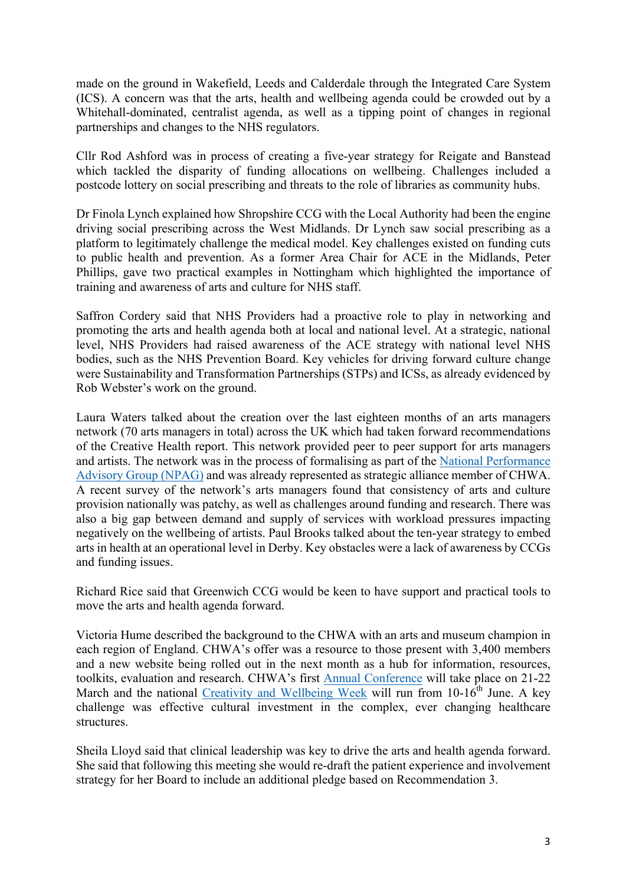made on the ground in Wakefield, Leeds and Calderdale through the Integrated Care System (ICS). A concern was that the arts, health and wellbeing agenda could be crowded out by a Whitehall-dominated, centralist agenda, as well as a tipping point of changes in regional partnerships and changes to the NHS regulators.

Cllr Rod Ashford was in process of creating a five-year strategy for Reigate and Banstead which tackled the disparity of funding allocations on wellbeing. Challenges included a postcode lottery on social prescribing and threats to the role of libraries as community hubs.

Dr Finola Lynch explained how Shropshire CCG with the Local Authority had been the engine driving social prescribing across the West Midlands. Dr Lynch saw social prescribing as a platform to legitimately challenge the medical model. Key challenges existed on funding cuts to public health and prevention. As a former Area Chair for ACE in the Midlands, Peter Phillips, gave two practical examples in Nottingham which highlighted the importance of training and awareness of arts and culture for NHS staff.

Saffron Cordery said that NHS Providers had a proactive role to play in networking and promoting the arts and health agenda both at local and national level. At a strategic, national level, NHS Providers had raised awareness of the ACE strategy with national level NHS bodies, such as the NHS Prevention Board. Key vehicles for driving forward culture change were Sustainability and Transformation Partnerships (STPs) and ICSs, as already evidenced by Rob Webster's work on the ground.

Laura Waters talked about the creation over the last eighteen months of an arts managers network (70 arts managers in total) across the UK which had taken forward recommendations of the Creative Health report. This network provided peer to peer support for arts managers and artists. The network was in the process of formalising as part of the National Performance Advisory Group (NPAG) and was already represented as strategic alliance member of CHWA. A recent survey of the network's arts managers found that consistency of arts and culture provision nationally was patchy, as well as challenges around funding and research. There was also a big gap between demand and supply of services with workload pressures impacting negatively on the wellbeing of artists. Paul Brooks talked about the ten-year strategy to embed arts in health at an operational level in Derby. Key obstacles were a lack of awareness by CCGs and funding issues.

Richard Rice said that Greenwich CCG would be keen to have support and practical tools to move the arts and health agenda forward.

Victoria Hume described the background to the CHWA with an arts and museum champion in each region of England. CHWA's offer was a resource to those present with 3,400 members and a new website being rolled out in the next month as a hub for information, resources, toolkits, evaluation and research. CHWA's first Annual Conference will take place on 21-22 March and the national Creativity and Wellbeing Week will run from 10-16th June. A key challenge was effective cultural investment in the complex, ever changing healthcare structures.

Sheila Lloyd said that clinical leadership was key to drive the arts and health agenda forward. She said that following this meeting she would re-draft the patient experience and involvement strategy for her Board to include an additional pledge based on Recommendation 3.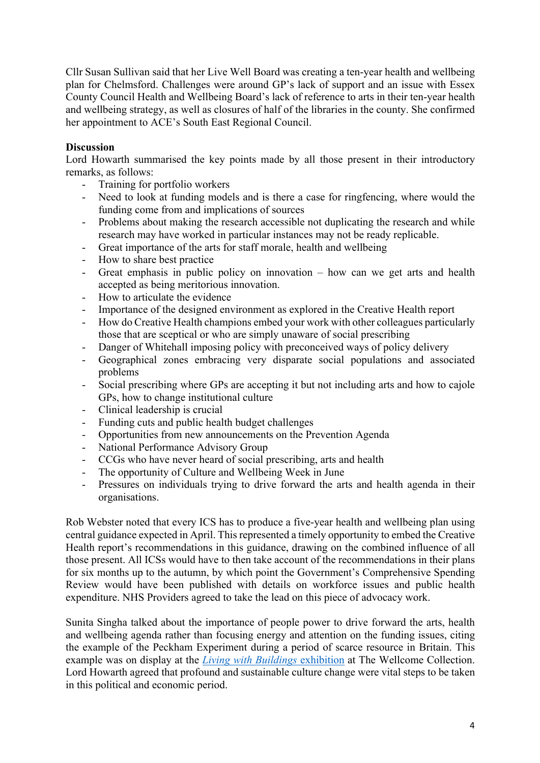Cllr Susan Sullivan said that her Live Well Board was creating a ten-year health and wellbeing plan for Chelmsford. Challenges were around GP's lack of support and an issue with Essex County Council Health and Wellbeing Board's lack of reference to arts in their ten-year health and wellbeing strategy, as well as closures of half of the libraries in the county. She confirmed her appointment to ACE's South East Regional Council.

**Discussion**

Lord Howarth summarised the key points made by all those present in their introductory remarks, as follows:

- Training for portfolio workers
- Need to look at funding models and is there a case for ringfencing, where would the funding come from and implications of sources
- Problems about making the research accessible not duplicating the research and while research may have worked in particular instances may not be ready replicable.
- Great importance of the arts for staff morale, health and wellbeing
- How to share best practice
- Great emphasis in public policy on innovation – how can we get arts and health accepted as being meritorious innovation.
- How to articulate the evidence
- Importance of the designed environment as explored in the Creative Health report
- How do Creative Health champions embed your work with other colleagues particularly those that are sceptical or who are simply unaware of social prescribing
- Danger of Whitehall imposing policy with preconceived ways of policy delivery
- Geographical zones embracing very disparate social populations and associated problems
- Social prescribing where GPs are accepting it but not including arts and how to cajole GPs, how to change institutional culture
- Clinical leadership is crucial
- Funding cuts and public health budget challenges
- Opportunities from new announcements on the Prevention Agenda
- National Performance Advisory Group
- CCGs who have never heard of social prescribing, arts and health
- The opportunity of Culture and Wellbeing Week in June
- Pressures on individuals trying to drive forward the arts and health agenda in their organisations.

Rob Webster noted that every ICS has to produce a five-year health and wellbeing plan using central guidance expected in April. This represented a timely opportunity to embed the Creative Health report's recommendations in this guidance, drawing on the combined influence of all those present. All ICSs would have to then take account of the recommendations in their plans for six months up to the autumn, by which point the Government's Comprehensive Spending Review would have been published with details on workforce issues and public health expenditure. NHS Providers agreed to take the lead on this piece of advocacy work.

Sunita Singha talked about the importance of people power to drive forward the arts, health and wellbeing agenda rather than focusing energy and attention on the funding issues, citing the example of the Peckham Experiment during a period of scarce resource in Britain. This example was on display at the *Living with Buildings* exhibition at The Wellcome Collection. Lord Howarth agreed that profound and sustainable culture change were vital steps to be taken in this political and economic period.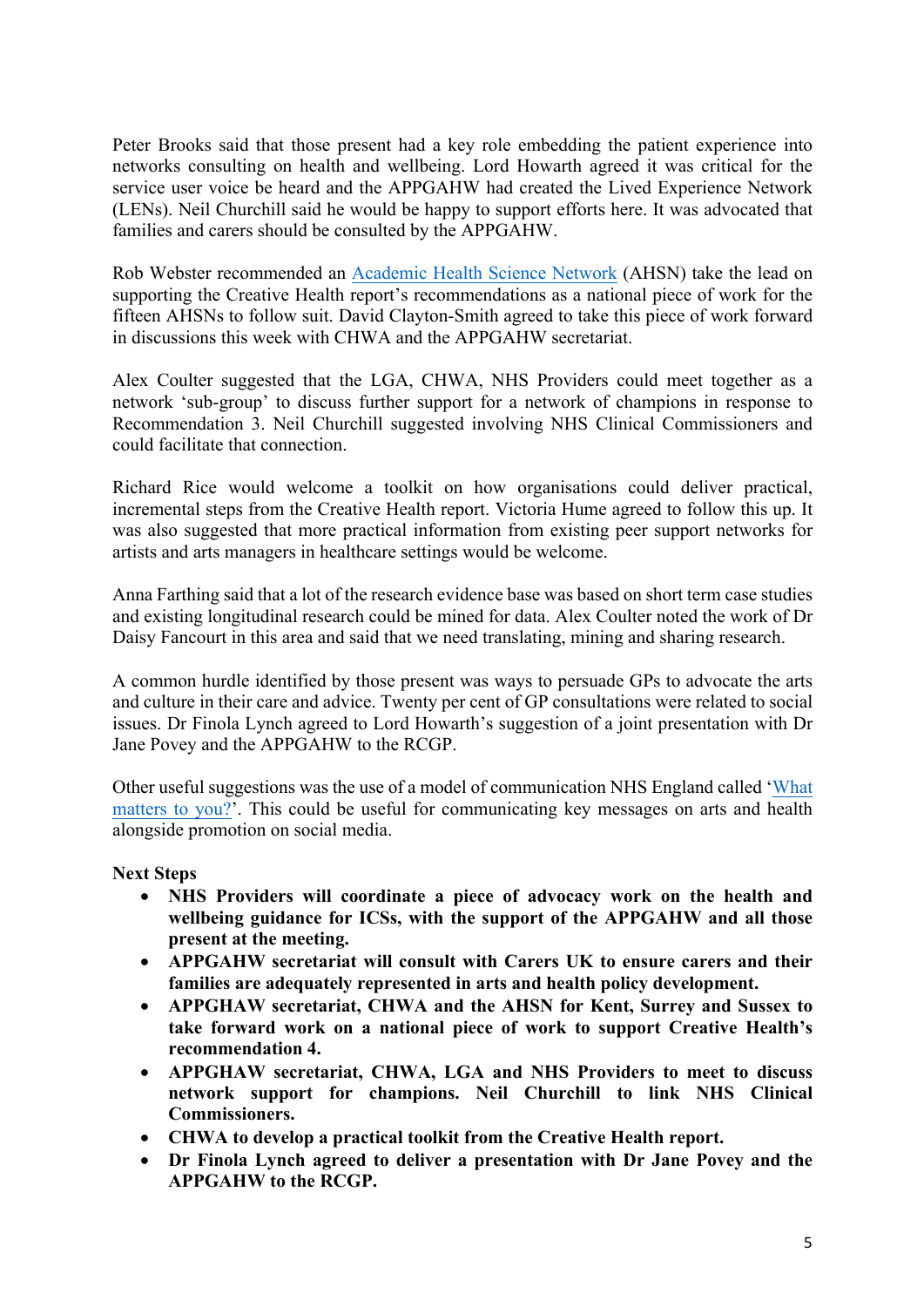Peter Brooks said that those present had a key role embedding the patient experience into networks consulting on health and wellbeing. Lord Howarth agreed it was critical for the service user voice be heard and the APPGAHW had created the Lived Experience Network (LENs). Neil Churchill said he would be happy to support efforts here. It was advocated that families and carers should be consulted by the APPGAHW.

Rob Webster recommended an [Academic Health Science Network](#) (AHSN) take the lead on supporting the Creative Health report's recommendations as a national piece of work for the fifteen AHSNs to follow suit. David Clayton-Smith agreed to take this piece of work forward in discussions this week with CHWA and the APPGAHW secretariat.

Alex Coulter suggested that the LGA, CHWA, NHS Providers could meet together as a network 'sub-group' to discuss further support for a network of champions in response to Recommendation 3. Neil Churchill suggested involving NHS Clinical Commissioners and could facilitate that connection.

Richard Rice would welcome a toolkit on how organisations could deliver practical, incremental steps from the Creative Health report. Victoria Hume agreed to follow this up. It was also suggested that more practical information from existing peer support networks for artists and arts managers in healthcare settings would be welcome.

Anna Farthing said that a lot of the research evidence base was based on short term case studies and existing longitudinal research could be mined for data. Alex Coulter noted the work of Dr Daisy Fancourt in this area and said that we need translating, mining and sharing research.

A common hurdle identified by those present was ways to persuade GPs to advocate the arts and culture in their care and advice. Twenty per cent of GP consultations were related to social issues. Dr Finola Lynch agreed to Lord Howarth's suggestion of a joint presentation with Dr Jane Povey and the APPGAHW to the RCGP.

Other useful suggestions was the use of a model of communication NHS England called '[What matters to you?](#)'. This could be useful for communicating key messages on arts and health alongside promotion on social media.

**Next Steps**

- **NHS Providers will coordinate a piece of advocacy work on the health and wellbeing guidance for ICSs, with the support of the APPGAHW and all those present at the meeting.**
- **APPGAHW secretariat will consult with Carers UK to ensure carers and their families are adequately represented in arts and health policy development.**
- **APPGHAW secretariat, CHWA and the AHSN for Kent, Surrey and Sussex to take forward work on a national piece of work to support Creative Health's recommendation 4.**
- **APPGHAW secretariat, CHWA, LGA and NHS Providers to meet to discuss network support for champions. Neil Churchill to link NHS Clinical Commissioners.**
- **CHWA to develop a practical toolkit from the Creative Health report.**
- **Dr Finola Lynch agreed to deliver a presentation with Dr Jane Povey and the APPGAHW to the RCGP.**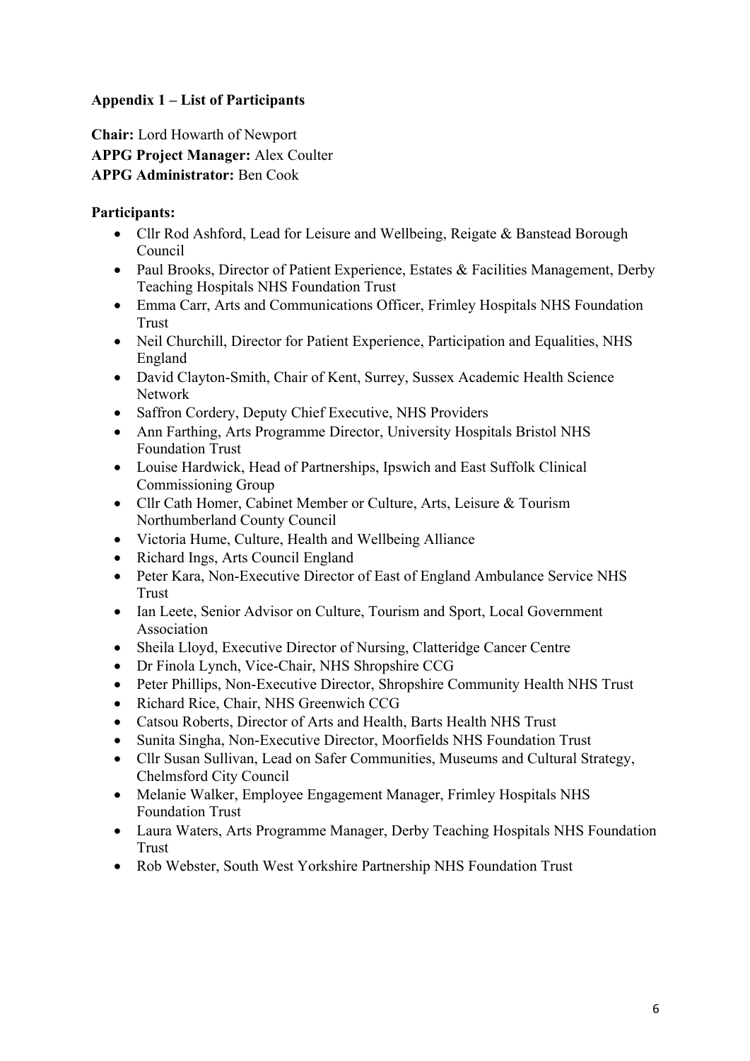**Appendix 1 – List of Participants**

**Chair:** Lord Howarth of Newport
**APPG Project Manager:** Alex Coulter
**APPG Administrator:** Ben Cook

**Participants:**

- Cllr Rod Ashford, Lead for Leisure and Wellbeing, Reigate & Banstead Borough Council
- Paul Brooks, Director of Patient Experience, Estates & Facilities Management, Derby Teaching Hospitals NHS Foundation Trust
- Emma Carr, Arts and Communications Officer, Frimley Hospitals NHS Foundation Trust
- Neil Churchill, Director for Patient Experience, Participation and Equalities, NHS England
- David Clayton-Smith, Chair of Kent, Surrey, Sussex Academic Health Science Network
- Saffron Cordery, Deputy Chief Executive, NHS Providers
- Ann Farthing, Arts Programme Director, University Hospitals Bristol NHS Foundation Trust
- Louise Hardwick, Head of Partnerships, Ipswich and East Suffolk Clinical Commissioning Group
- Cllr Cath Homer, Cabinet Member or Culture, Arts, Leisure & Tourism Northumberland County Council
- Victoria Hume, Culture, Health and Wellbeing Alliance
- Richard Ings, Arts Council England
- Peter Kara, Non-Executive Director of East of England Ambulance Service NHS Trust
- Ian Leete, Senior Advisor on Culture, Tourism and Sport, Local Government Association
- Sheila Lloyd, Executive Director of Nursing, Clatteridge Cancer Centre
- Dr Finola Lynch, Vice-Chair, NHS Shropshire CCG
- Peter Phillips, Non-Executive Director, Shropshire Community Health NHS Trust
- Richard Rice, Chair, NHS Greenwich CCG
- Catsou Roberts, Director of Arts and Health, Barts Health NHS Trust
- Sunita Singha, Non-Executive Director, Moorfields NHS Foundation Trust
- Cllr Susan Sullivan, Lead on Safer Communities, Museums and Cultural Strategy, Chelmsford City Council
- Melanie Walker, Employee Engagement Manager, Frimley Hospitals NHS Foundation Trust
- Laura Waters, Arts Programme Manager, Derby Teaching Hospitals NHS Foundation Trust
- Rob Webster, South West Yorkshire Partnership NHS Foundation Trust